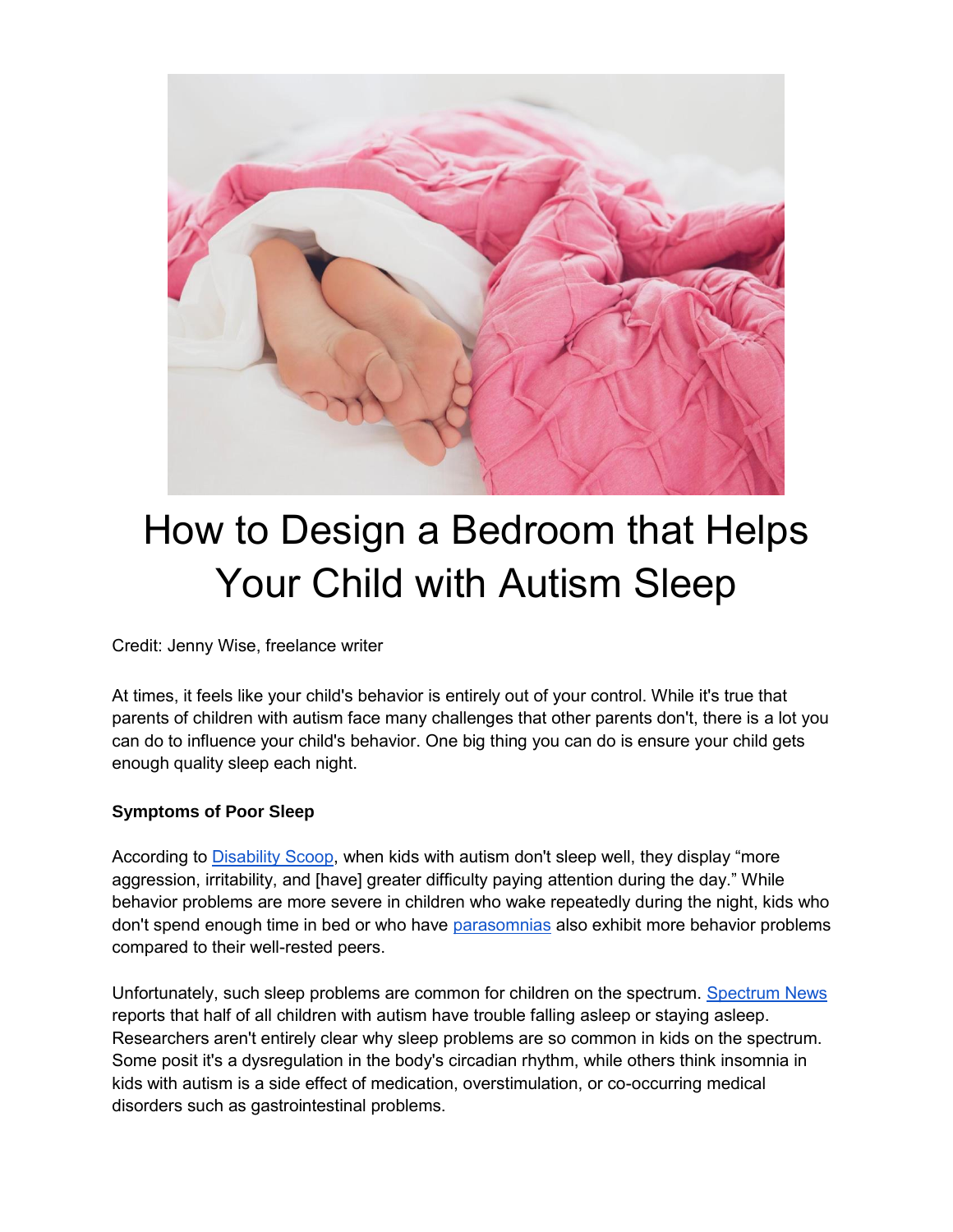# How to Design a Bedroom that Helps Your Child with Autism Sleep

Credit: Jenny Wise, freelance writer

At times, it feels like your child's behavior is entirely out of your control. While it's true that parents of children with autism face many challenges that other parents don't, there is a lot you can do to influence your child's behavior. One big thing you can do is ensure your child gets enough quality sleep each night.

**Symptoms of Poor Sleep**

According to [Disability Scoop](), when kids with autism don't sleep well, they display "more aggression, irritability, and [have] greater difficulty paying attention during the day." While behavior problems are more severe in children who wake repeatedly during the night, kids who don't spend enough time in bed or who have [parasomnias]() also exhibit more behavior problems compared to their well-rested peers.

Unfortunately, such sleep problems are common for children on the spectrum. [Spectrum News]() reports that half of all children with autism have trouble falling asleep or staying asleep. Researchers aren't entirely clear why sleep problems are so common in kids on the spectrum. Some posit it's a dysregulation in the body's circadian rhythm, while others think insomnia in kids with autism is a side effect of medication, overstimulation, or co-occurring medical disorders such as gastrointestinal problems.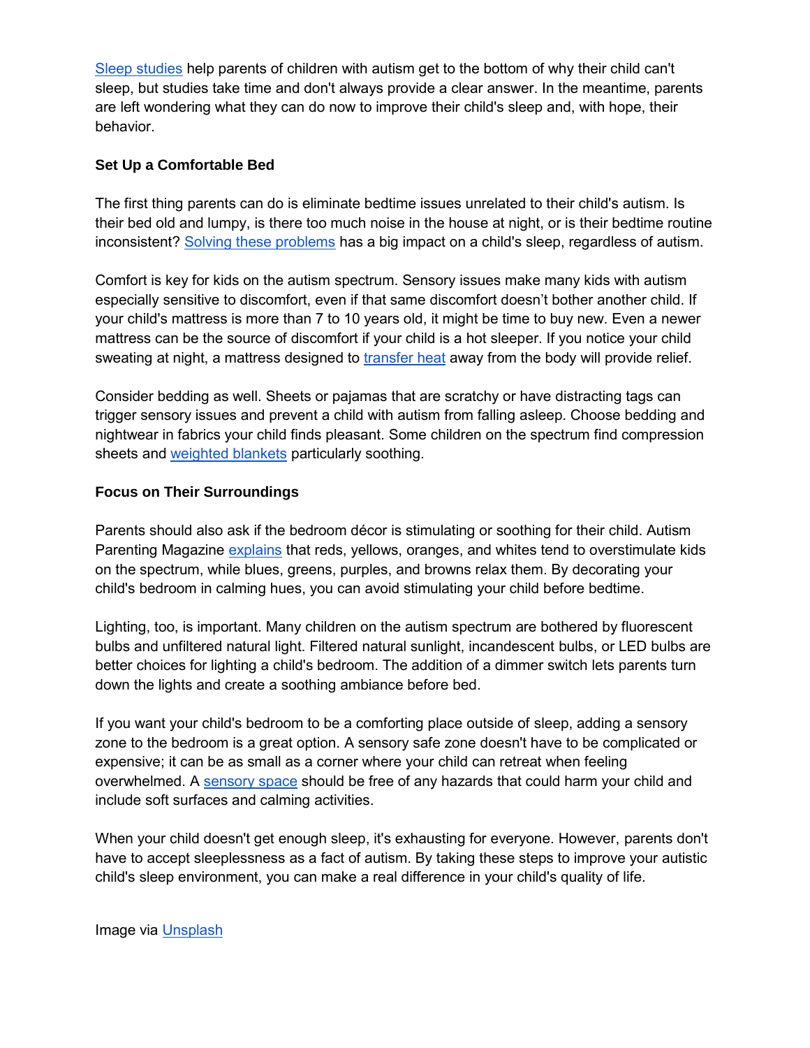Sleep studies help parents of children with autism get to the bottom of why their child can't sleep, but studies take time and don't always provide a clear answer. In the meantime, parents are left wondering what they can do now to improve their child's sleep and, with hope, their behavior.

**Set Up a Comfortable Bed**

The first thing parents can do is eliminate bedtime issues unrelated to their child's autism. Is their bed old and lumpy, is there too much noise in the house at night, or is their bedtime routine inconsistent? Solving these problems has a big impact on a child's sleep, regardless of autism.

Comfort is key for kids on the autism spectrum. Sensory issues make many kids with autism especially sensitive to discomfort, even if that same discomfort doesn't bother another child. If your child's mattress is more than 7 to 10 years old, it might be time to buy new. Even a newer mattress can be the source of discomfort if your child is a hot sleeper. If you notice your child sweating at night, a mattress designed to transfer heat away from the body will provide relief.

Consider bedding as well. Sheets or pajamas that are scratchy or have distracting tags can trigger sensory issues and prevent a child with autism from falling asleep. Choose bedding and nightwear in fabrics your child finds pleasant. Some children on the spectrum find compression sheets and weighted blankets particularly soothing.

**Focus on Their Surroundings**

Parents should also ask if the bedroom décor is stimulating or soothing for their child. Autism Parenting Magazine explains that reds, yellows, oranges, and whites tend to overstimulate kids on the spectrum, while blues, greens, purples, and browns relax them. By decorating your child's bedroom in calming hues, you can avoid stimulating your child before bedtime.

Lighting, too, is important. Many children on the autism spectrum are bothered by fluorescent bulbs and unfiltered natural light. Filtered natural sunlight, incandescent bulbs, or LED bulbs are better choices for lighting a child's bedroom. The addition of a dimmer switch lets parents turn down the lights and create a soothing ambiance before bed.

If you want your child's bedroom to be a comforting place outside of sleep, adding a sensory zone to the bedroom is a great option. A sensory safe zone doesn't have to be complicated or expensive; it can be as small as a corner where your child can retreat when feeling overwhelmed. A sensory space should be free of any hazards that could harm your child and include soft surfaces and calming activities.

When your child doesn't get enough sleep, it's exhausting for everyone. However, parents don't have to accept sleeplessness as a fact of autism. By taking these steps to improve your autistic child's sleep environment, you can make a real difference in your child's quality of life.

Image via Unsplash